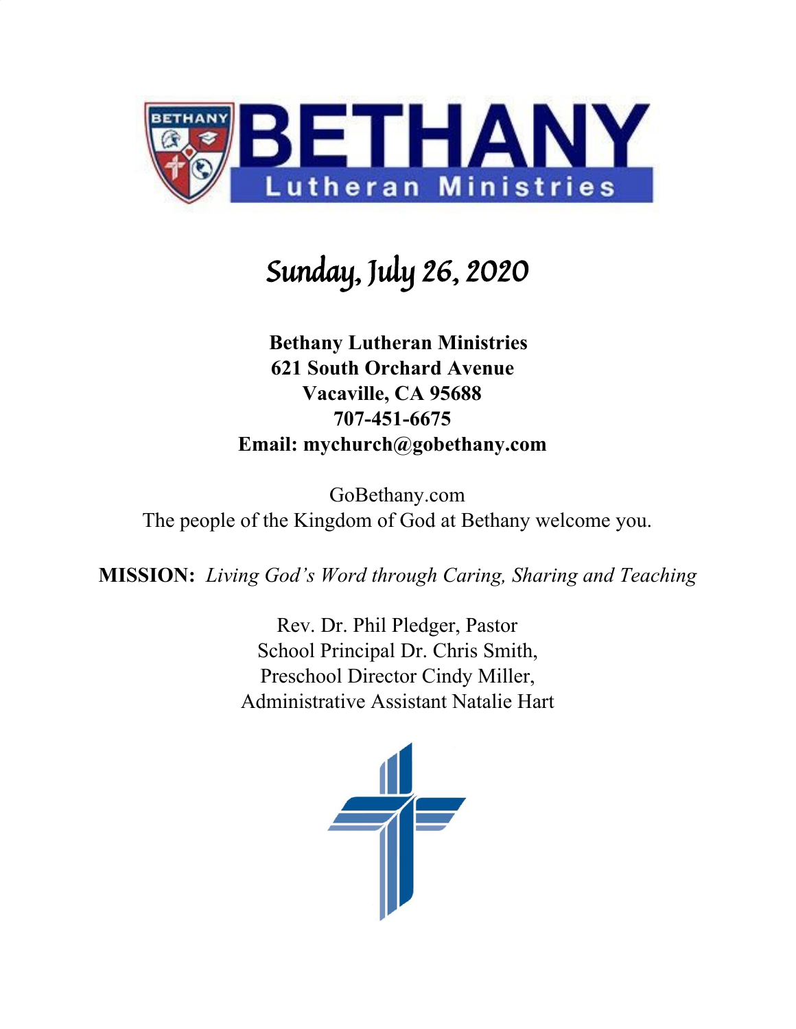# Sunday, July 26, 2020

**Bethany Lutheran Ministries**
**621 South Orchard Avenue**
**Vacaville, CA 95688**
**707-451-6675**
**Email: mychurch@gobethany.com**

GoBethany.com
The people of the Kingdom of God at Bethany welcome you.

**MISSION:** *Living God's Word through Caring, Sharing and Teaching*

Rev. Dr. Phil Pledger, Pastor
School Principal Dr. Chris Smith,
Preschool Director Cindy Miller,
Administrative Assistant Natalie Hart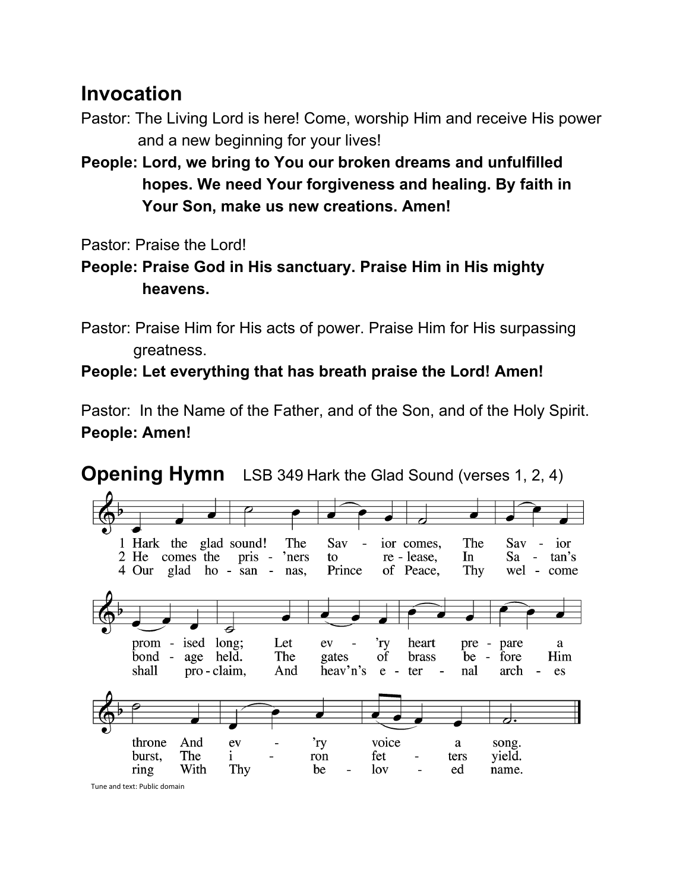# Invocation

Pastor: The Living Lord is here! Come, worship Him and receive His power and a new beginning for your lives!

**People: Lord, we bring to You our broken dreams and unfulfilled hopes. We need Your forgiveness and healing. By faith in Your Son, make us new creations. Amen!**

Pastor: Praise the Lord!

**People: Praise God in His sanctuary. Praise Him in His mighty heavens.**

Pastor: Praise Him for His acts of power. Praise Him for His surpassing greatness.

**People: Let everything that has breath praise the Lord! Amen!**

Pastor: In the Name of the Father, and of the Son, and of the Holy Spirit.

**People: Amen!**

# Opening Hymn LSB 349 Hark the Glad Sound (verses 1, 2, 4)

1 Hark the glad sound! The Savior comes, The Savior promised long; Let ev'ry heart prepare a throne And ev'ry voice a song.

2 He comes the pris'ners to release, In Satan's bondage held. The gates of brass before Him burst, The iron fetters yield.

4 Our glad hosannas, Prince of Peace, Thy welcome shall proclaim, And heav'n's eternal arches ring With Thy beloved name.

Tune and text: Public domain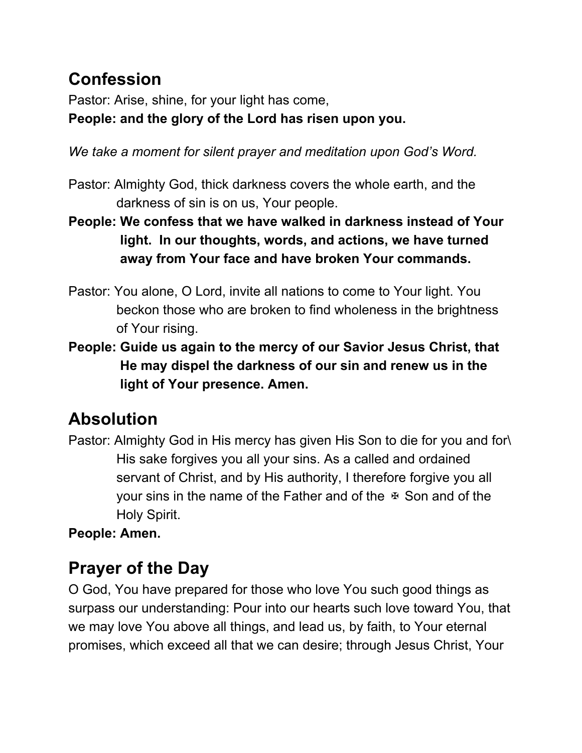## Confession

Pastor: Arise, shine, for your light has come,
**People: and the glory of the Lord has risen upon you.**

*We take a moment for silent prayer and meditation upon God's Word.*

Pastor: Almighty God, thick darkness covers the whole earth, and the darkness of sin is on us, Your people.
**People: We confess that we have walked in darkness instead of Your light. In our thoughts, words, and actions, we have turned away from Your face and have broken Your commands.**

Pastor: You alone, O Lord, invite all nations to come to Your light. You beckon those who are broken to find wholeness in the brightness of Your rising.
**People: Guide us again to the mercy of our Savior Jesus Christ, that He may dispel the darkness of our sin and renew us in the light of Your presence. Amen.**

## Absolution

Pastor: Almighty God in His mercy has given His Son to die for you and for\ His sake forgives you all your sins. As a called and ordained servant of Christ, and by His authority, I therefore forgive you all your sins in the name of the Father and of the ✠ Son and of the Holy Spirit.
**People: Amen.**

## Prayer of the Day

O God, You have prepared for those who love You such good things as surpass our understanding: Pour into our hearts such love toward You, that we may love You above all things, and lead us, by faith, to Your eternal promises, which exceed all that we can desire; through Jesus Christ, Your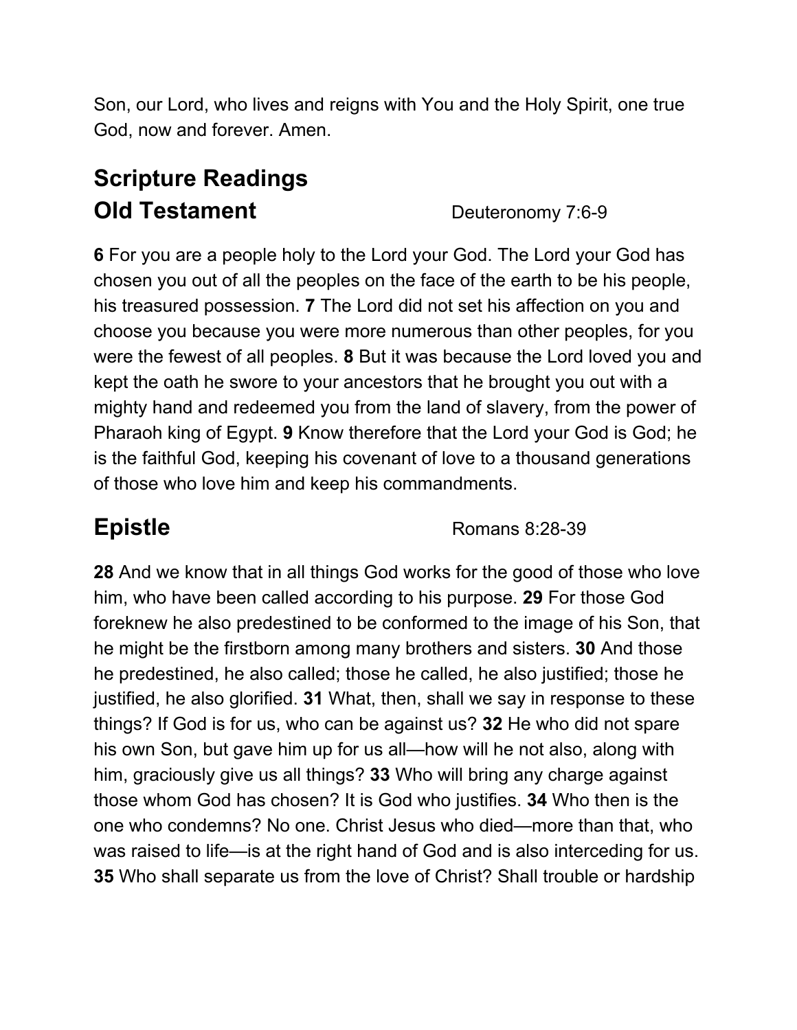Son, our Lord, who lives and reigns with You and the Holy Spirit, one true God, now and forever. Amen.

## Scripture Readings

## Old Testament Deuteronomy 7:6-9

**6** For you are a people holy to the Lord your God. The Lord your God has chosen you out of all the peoples on the face of the earth to be his people, his treasured possession. **7** The Lord did not set his affection on you and choose you because you were more numerous than other peoples, for you were the fewest of all peoples. **8** But it was because the Lord loved you and kept the oath he swore to your ancestors that he brought you out with a mighty hand and redeemed you from the land of slavery, from the power of Pharaoh king of Egypt. **9** Know therefore that the Lord your God is God; he is the faithful God, keeping his covenant of love to a thousand generations of those who love him and keep his commandments.

## Epistle Romans 8:28-39

**28** And we know that in all things God works for the good of those who love him, who have been called according to his purpose. **29** For those God foreknew he also predestined to be conformed to the image of his Son, that he might be the firstborn among many brothers and sisters. **30** And those he predestined, he also called; those he called, he also justified; those he justified, he also glorified. **31** What, then, shall we say in response to these things? If God is for us, who can be against us? **32** He who did not spare his own Son, but gave him up for us all—how will he not also, along with him, graciously give us all things? **33** Who will bring any charge against those whom God has chosen? It is God who justifies. **34** Who then is the one who condemns? No one. Christ Jesus who died—more than that, who was raised to life—is at the right hand of God and is also interceding for us. **35** Who shall separate us from the love of Christ? Shall trouble or hardship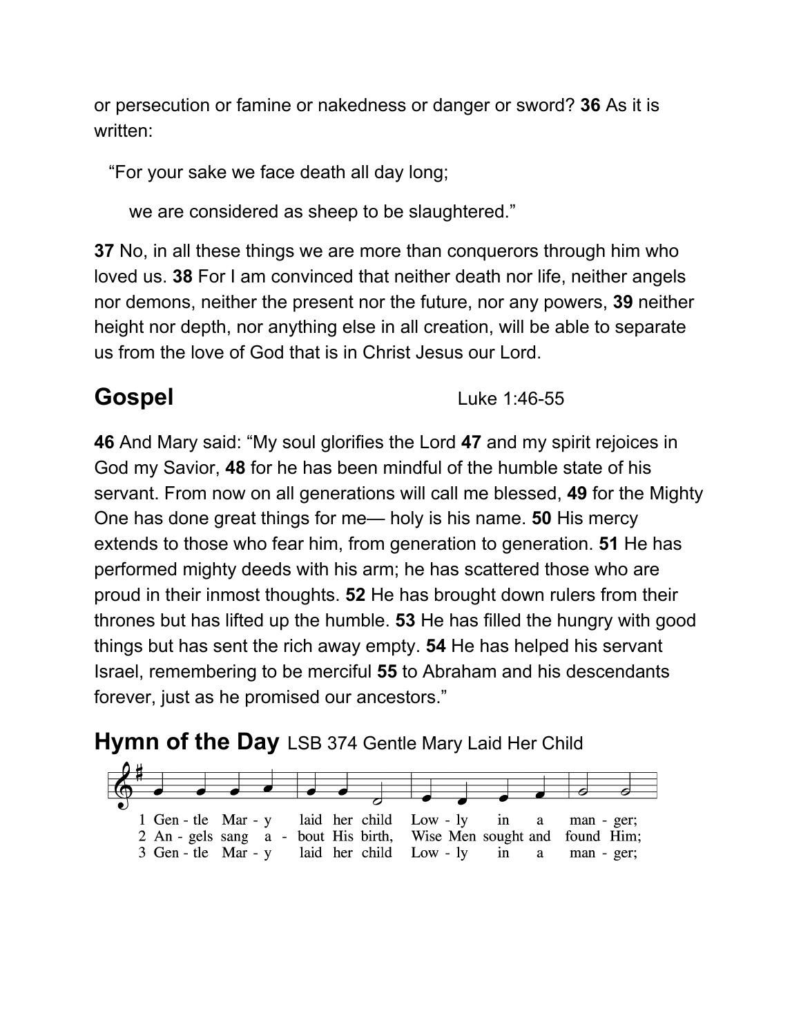or persecution or famine or nakedness or danger or sword? **36** As it is written:

“For your sake we face death all day long;

we are considered as sheep to be slaughtered.”

**37** No, in all these things we are more than conquerors through him who loved us. **38** For I am convinced that neither death nor life, neither angels nor demons, neither the present nor the future, nor any powers, **39** neither height nor depth, nor anything else in all creation, will be able to separate us from the love of God that is in Christ Jesus our Lord.

## Gospel — Luke 1:46-55

**46** And Mary said: “My soul glorifies the Lord **47** and my spirit rejoices in God my Savior, **48** for he has been mindful of the humble state of his servant. From now on all generations will call me blessed, **49** for the Mighty One has done great things for me— holy is his name. **50** His mercy extends to those who fear him, from generation to generation. **51** He has performed mighty deeds with his arm; he has scattered those who are proud in their inmost thoughts. **52** He has brought down rulers from their thrones but has lifted up the humble. **53** He has filled the hungry with good things but has sent the rich away empty. **54** He has helped his servant Israel, remembering to be merciful **55** to Abraham and his descendants forever, just as he promised our ancestors.”

## Hymn of the Day LSB 374 Gentle Mary Laid Her Child

1 Gen - tle Mar - y laid her child Low - ly in a man - ger;
2 An - gels sang a - bout His birth, Wise Men sought and found Him;
3 Gen - tle Mar - y laid her child Low - ly in a man - ger;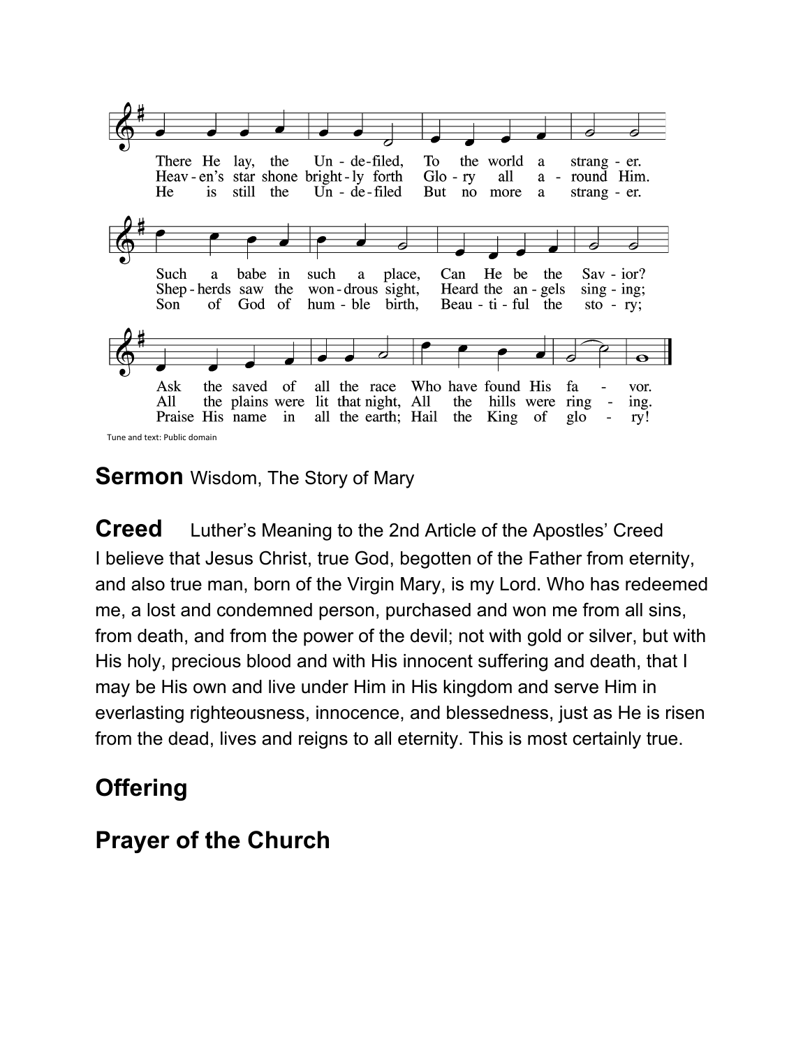There He lay, the Un - de-filed, To the world a strang - er.
Heav - en's star shone bright - ly forth Glo - ry all a - round Him.
He is still the Un - de-filed But no more a strang - er.

Such a babe in such a place, Can He be the Sav - ior?
Shep - herds saw the won - drous sight, Heard the an - gels sing - ing;
Son of God of hum - ble birth, Beau - ti - ful the sto - ry;

Ask the saved of all the race Who have found His fa - vor.
All the plains were lit that night, All the hills were ring - ing.
Praise His name in all the earth; Hail the King of glo - ry!

Tune and text: Public domain

## Sermon Wisdom, The Story of Mary

## Creed Luther's Meaning to the 2nd Article of the Apostles' Creed

I believe that Jesus Christ, true God, begotten of the Father from eternity, and also true man, born of the Virgin Mary, is my Lord. Who has redeemed me, a lost and condemned person, purchased and won me from all sins, from death, and from the power of the devil; not with gold or silver, but with His holy, precious blood and with His innocent suffering and death, that I may be His own and live under Him in His kingdom and serve Him in everlasting righteousness, innocence, and blessedness, just as He is risen from the dead, lives and reigns to all eternity. This is most certainly true.

## Offering

## Prayer of the Church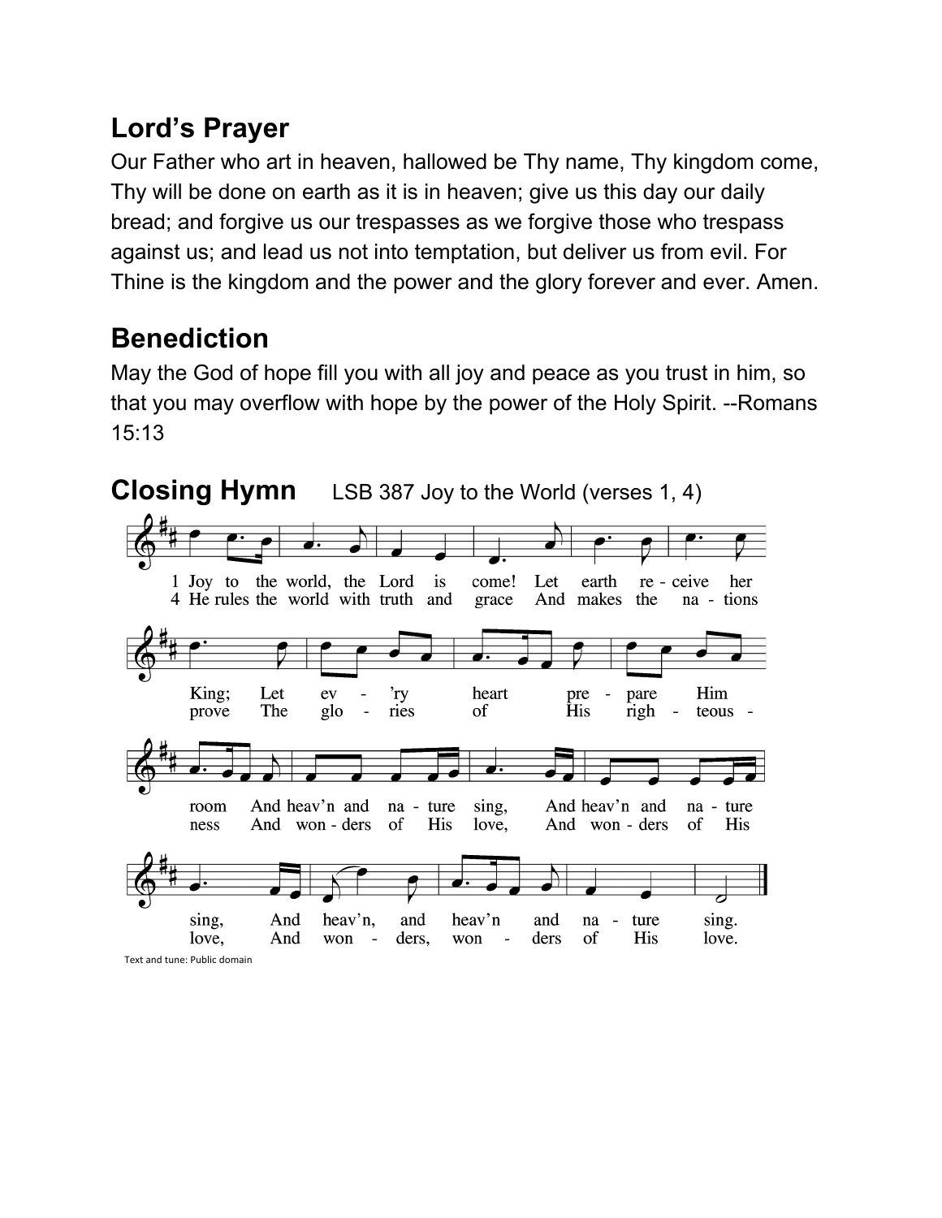## Lord's Prayer

Our Father who art in heaven, hallowed be Thy name, Thy kingdom come, Thy will be done on earth as it is in heaven; give us this day our daily bread; and forgive us our trespasses as we forgive those who trespass against us; and lead us not into temptation, but deliver us from evil. For Thine is the kingdom and the power and the glory forever and ever. Amen.

## Benediction

May the God of hope fill you with all joy and peace as you trust in him, so that you may overflow with hope by the power of the Holy Spirit. --Romans 15:13

## Closing Hymn LSB 387 Joy to the World (verses 1, 4)

1 Joy to the world, the Lord is come! Let earth re - ceive her King; Let ev - 'ry heart pre - pare Him room And heav'n and na - ture sing, And heav'n and na - ture sing, And heav'n, and heav'n and na - ture sing.

4 He rules the world with truth and grace And makes the na - tions prove The glo - ries of His righ - teous - ness And won - ders of His love, And won - ders of His love, And won - ders, won - ders of His love.

Text and tune: Public domain